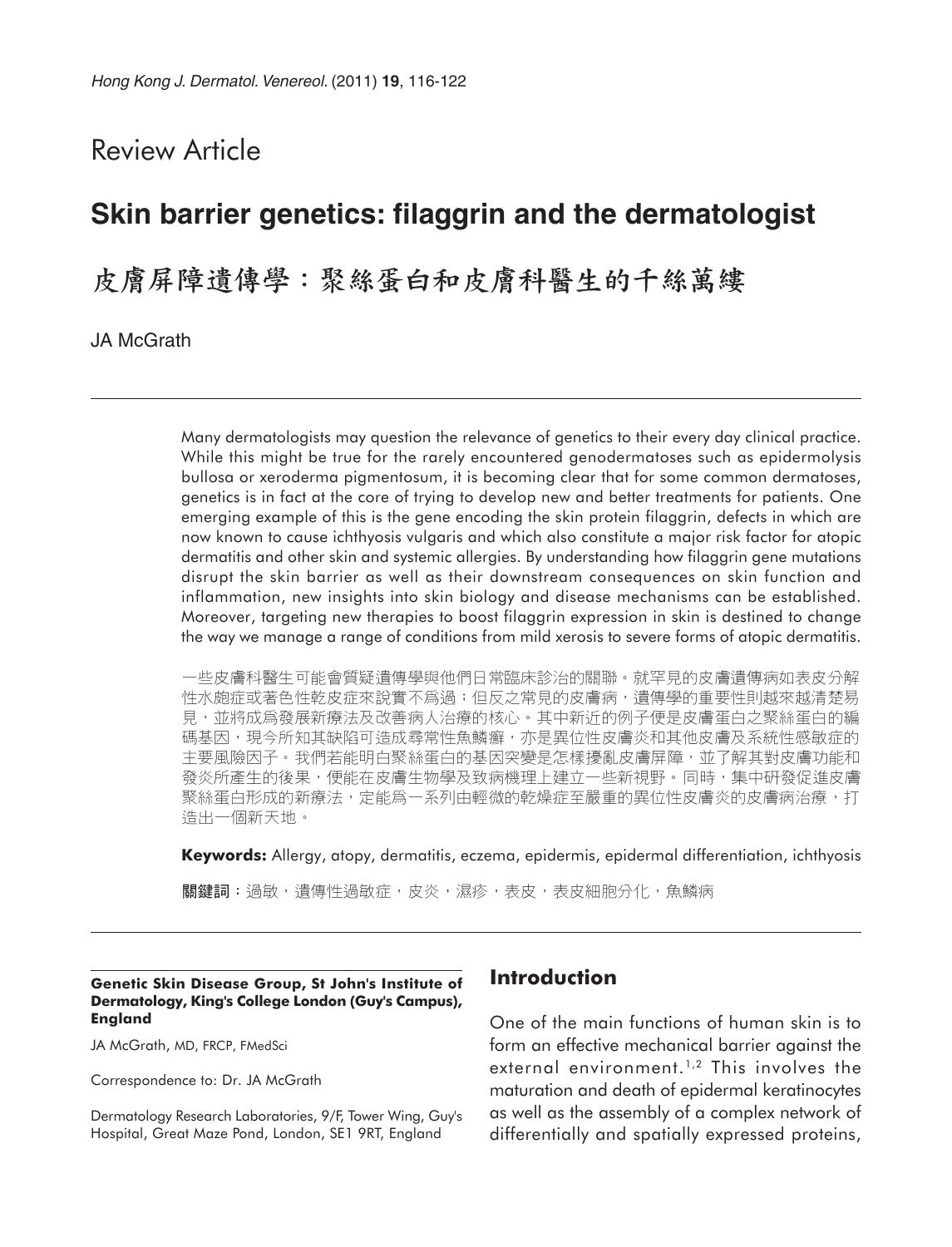Review Article

# Skin barrier genetics: filaggrin and the dermatologist

# 皮膚屏障遺傳學：聚絲蛋白和皮膚科醫生的千絲萬縷

JA McGrath

Many dermatologists may question the relevance of genetics to their every day clinical practice. While this might be true for the rarely encountered genodermatoses such as epidermolysis bullosa or xeroderma pigmentosum, it is becoming clear that for some common dermatoses, genetics is in fact at the core of trying to develop new and better treatments for patients. One emerging example of this is the gene encoding the skin protein filaggrin, defects in which are now known to cause ichthyosis vulgaris and which also constitute a major risk factor for atopic dermatitis and other skin and systemic allergies. By understanding how filaggrin gene mutations disrupt the skin barrier as well as their downstream consequences on skin function and inflammation, new insights into skin biology and disease mechanisms can be established. Moreover, targeting new therapies to boost filaggrin expression in skin is destined to change the way we manage a range of conditions from mild xerosis to severe forms of atopic dermatitis.

一些皮膚科醫生可能會質疑遺傳學與他們日常臨床診治的關聯。就罕見的皮膚遺傳病如表皮分解性水皰症或著色性乾皮症來說實不為過；但反之常見的皮膚病，遺傳學的重要性則越來越清楚易見，並將成為發展新療法及改善病人治療的核心。其中新近的例子便是皮膚蛋白之聚絲蛋白的編碼基因，現今所知其缺陷可造成尋常性魚鱗癬，亦是異位性皮膚炎和其他皮膚及系統性感敏症的主要風險因子。我們若能明白聚絲蛋白的基因突變是怎樣擾亂皮膚屏障，並了解其對皮膚功能和發炎所產生的後果，便能在皮膚生物學及致病機理上建立一些新視野。同時，集中研發促進皮膚聚絲蛋白形成的新療法，定能為一系列由輕微的乾燥症至嚴重的異位性皮膚炎的皮膚病治療，打造出一個新天地。

**Keywords:** Allergy, atopy, dermatitis, eczema, epidermis, epidermal differentiation, ichthyosis

**關鍵詞**：過敏，遺傳性過敏症，皮炎，濕疹，表皮，表皮細胞分化，魚鱗病

**Genetic Skin Disease Group, St John's Institute of Dermatology, King's College London (Guy's Campus), England**

JA McGrath, MD, FRCP, FMedSci

Correspondence to: Dr. JA McGrath

Dermatology Research Laboratories, 9/F, Tower Wing, Guy's Hospital, Great Maze Pond, London, SE1 9RT, England

## Introduction

One of the main functions of human skin is to form an effective mechanical barrier against the external environment.[1,2] This involves the maturation and death of epidermal keratinocytes as well as the assembly of a complex network of differentially and spatially expressed proteins,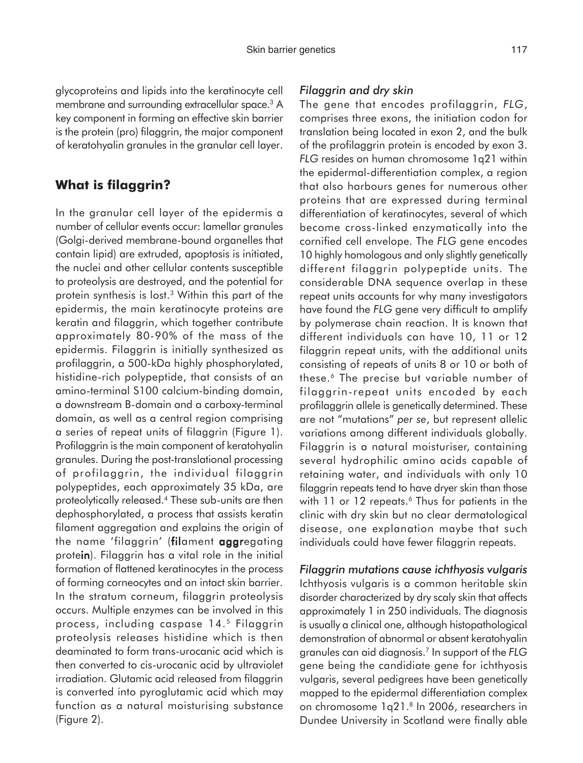glycoproteins and lipids into the keratinocyte cell membrane and surrounding extracellular space.[3] A key component in forming an effective skin barrier is the protein (pro) filaggrin, the major component of keratohyalin granules in the granular cell layer.

## What is filaggrin?

In the granular cell layer of the epidermis a number of cellular events occur: lamellar granules (Golgi-derived membrane-bound organelles that contain lipid) are extruded, apoptosis is initiated, the nuclei and other cellular contents susceptible to proteolysis are destroyed, and the potential for protein synthesis is lost.[3] Within this part of the epidermis, the main keratinocyte proteins are keratin and filaggrin, which together contribute approximately 80-90% of the mass of the epidermis. Filaggrin is initially synthesized as profilaggrin, a 500-kDa highly phosphorylated, histidine-rich polypeptide, that consists of an amino-terminal S100 calcium-binding domain, a downstream B-domain and a carboxy-terminal domain, as well as a central region comprising a series of repeat units of filaggrin (Figure 1). Profilaggrin is the main component of keratohyalin granules. During the post-translational processing of profilaggrin, the individual filaggrin polypeptides, each approximately 35 kDa, are proteolytically released.[4] These sub-units are then dephosphorylated, a process that assists keratin filament aggregation and explains the origin of the name 'filaggrin' (**fil**ament **aggr**egating prote**in**). Filaggrin has a vital role in the initial formation of flattened keratinocytes in the process of forming corneocytes and an intact skin barrier. In the stratum corneum, filaggrin proteolysis occurs. Multiple enzymes can be involved in this process, including caspase 14.[5] Filaggrin proteolysis releases histidine which is then deaminated to form trans-urocanic acid which is then converted to cis-urocanic acid by ultraviolet irradiation. Glutamic acid released from filaggrin is converted into pyroglutamic acid which may function as a natural moisturising substance (Figure 2).

### *Filaggrin and dry skin*

The gene that encodes profilaggrin, *FLG*, comprises three exons, the initiation codon for translation being located in exon 2, and the bulk of the profilaggrin protein is encoded by exon 3. *FLG* resides on human chromosome 1q21 within the epidermal-differentiation complex, a region that also harbours genes for numerous other proteins that are expressed during terminal differentiation of keratinocytes, several of which become cross-linked enzymatically into the cornified cell envelope. The *FLG* gene encodes 10 highly homologous and only slightly genetically different filaggrin polypeptide units. The considerable DNA sequence overlap in these repeat units accounts for why many investigators have found the *FLG* gene very difficult to amplify by polymerase chain reaction. It is known that different individuals can have 10, 11 or 12 filaggrin repeat units, with the additional units consisting of repeats of units 8 or 10 or both of these.[6] The precise but variable number of filaggrin-repeat units encoded by each profilaggrin allele is genetically determined. These are not "mutations" *per se*, but represent allelic variations among different individuals globally. Filaggrin is a natural moisturiser, containing several hydrophilic amino acids capable of retaining water, and individuals with only 10 filaggrin repeats tend to have dryer skin than those with 11 or 12 repeats.[6] Thus for patients in the clinic with dry skin but no clear dermatological disease, one explanation maybe that such individuals could have fewer filaggrin repeats.

### *Filaggrin mutations cause ichthyosis vulgaris*

Ichthyosis vulgaris is a common heritable skin disorder characterized by dry scaly skin that affects approximately 1 in 250 individuals. The diagnosis is usually a clinical one, although histopathological demonstration of abnormal or absent keratohyalin granules can aid diagnosis.[7] In support of the *FLG* gene being the candidiate gene for ichthyosis vulgaris, several pedigrees have been genetically mapped to the epidermal differentiation complex on chromosome 1q21.[8] In 2006, researchers in Dundee University in Scotland were finally able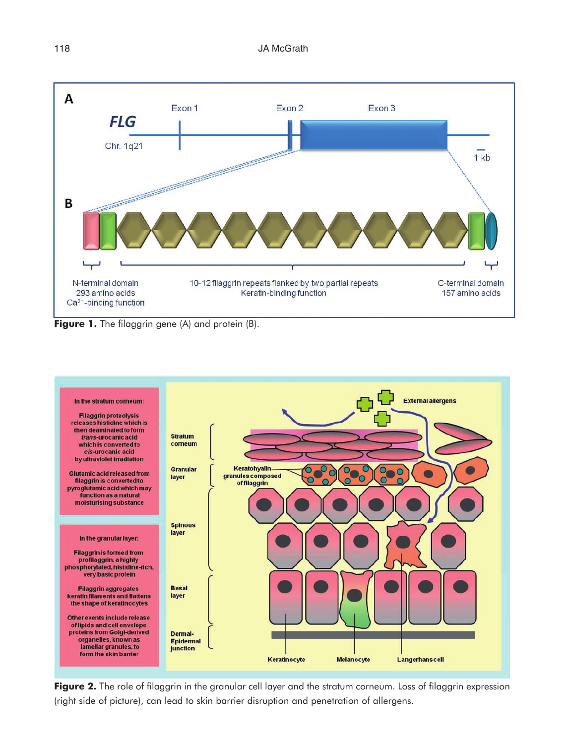**Figure 1.** The filaggrin gene (A) and protein (B).

**Figure 2.** The role of filaggrin in the granular cell layer and the stratum corneum. Loss of filaggrin expression (right side of picture), can lead to skin barrier disruption and penetration of allergens.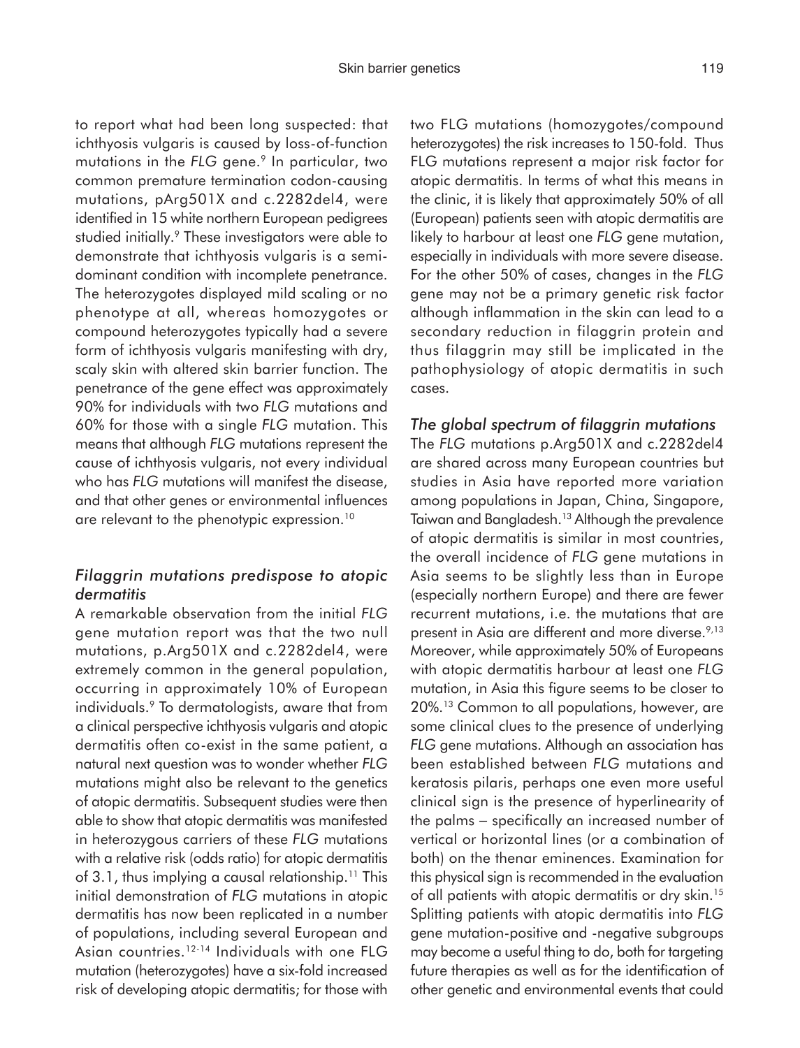to report what had been long suspected: that ichthyosis vulgaris is caused by loss-of-function mutations in the *FLG* gene.[9] In particular, two common premature termination codon-causing mutations, pArg501X and c.2282del4, were identified in 15 white northern European pedigrees studied initially.[9] These investigators were able to demonstrate that ichthyosis vulgaris is a semi-dominant condition with incomplete penetrance. The heterozygotes displayed mild scaling or no phenotype at all, whereas homozygotes or compound heterozygotes typically had a severe form of ichthyosis vulgaris manifesting with dry, scaly skin with altered skin barrier function. The penetrance of the gene effect was approximately 90% for individuals with two *FLG* mutations and 60% for those with a single *FLG* mutation. This means that although *FLG* mutations represent the cause of ichthyosis vulgaris, not every individual who has *FLG* mutations will manifest the disease, and that other genes or environmental influences are relevant to the phenotypic expression.[10]

### *Filaggrin mutations predispose to atopic dermatitis*

A remarkable observation from the initial *FLG* gene mutation report was that the two null mutations, p.Arg501X and c.2282del4, were extremely common in the general population, occurring in approximately 10% of European individuals.[9] To dermatologists, aware that from a clinical perspective ichthyosis vulgaris and atopic dermatitis often co-exist in the same patient, a natural next question was to wonder whether *FLG* mutations might also be relevant to the genetics of atopic dermatitis. Subsequent studies were then able to show that atopic dermatitis was manifested in heterozygous carriers of these *FLG* mutations with a relative risk (odds ratio) for atopic dermatitis of 3.1, thus implying a causal relationship.[11] This initial demonstration of *FLG* mutations in atopic dermatitis has now been replicated in a number of populations, including several European and Asian countries.[12-14] Individuals with one FLG mutation (heterozygotes) have a six-fold increased risk of developing atopic dermatitis; for those with two FLG mutations (homozygotes/compound heterozygotes) the risk increases to 150-fold. Thus FLG mutations represent a major risk factor for atopic dermatitis. In terms of what this means in the clinic, it is likely that approximately 50% of all (European) patients seen with atopic dermatitis are likely to harbour at least one *FLG* gene mutation, especially in individuals with more severe disease. For the other 50% of cases, changes in the *FLG* gene may not be a primary genetic risk factor although inflammation in the skin can lead to a secondary reduction in filaggrin protein and thus filaggrin may still be implicated in the pathophysiology of atopic dermatitis in such cases.

### *The global spectrum of filaggrin mutations*

The *FLG* mutations p.Arg501X and c.2282del4 are shared across many European countries but studies in Asia have reported more variation among populations in Japan, China, Singapore, Taiwan and Bangladesh.[13] Although the prevalence of atopic dermatitis is similar in most countries, the overall incidence of *FLG* gene mutations in Asia seems to be slightly less than in Europe (especially northern Europe) and there are fewer recurrent mutations, i.e. the mutations that are present in Asia are different and more diverse.[9,13] Moreover, while approximately 50% of Europeans with atopic dermatitis harbour at least one *FLG* mutation, in Asia this figure seems to be closer to 20%.[13] Common to all populations, however, are some clinical clues to the presence of underlying *FLG* gene mutations. Although an association has been established between *FLG* mutations and keratosis pilaris, perhaps one even more useful clinical sign is the presence of hyperlinearity of the palms – specifically an increased number of vertical or horizontal lines (or a combination of both) on the thenar eminences. Examination for this physical sign is recommended in the evaluation of all patients with atopic dermatitis or dry skin.[15] Splitting patients with atopic dermatitis into *FLG* gene mutation-positive and -negative subgroups may become a useful thing to do, both for targeting future therapies as well as for the identification of other genetic and environmental events that could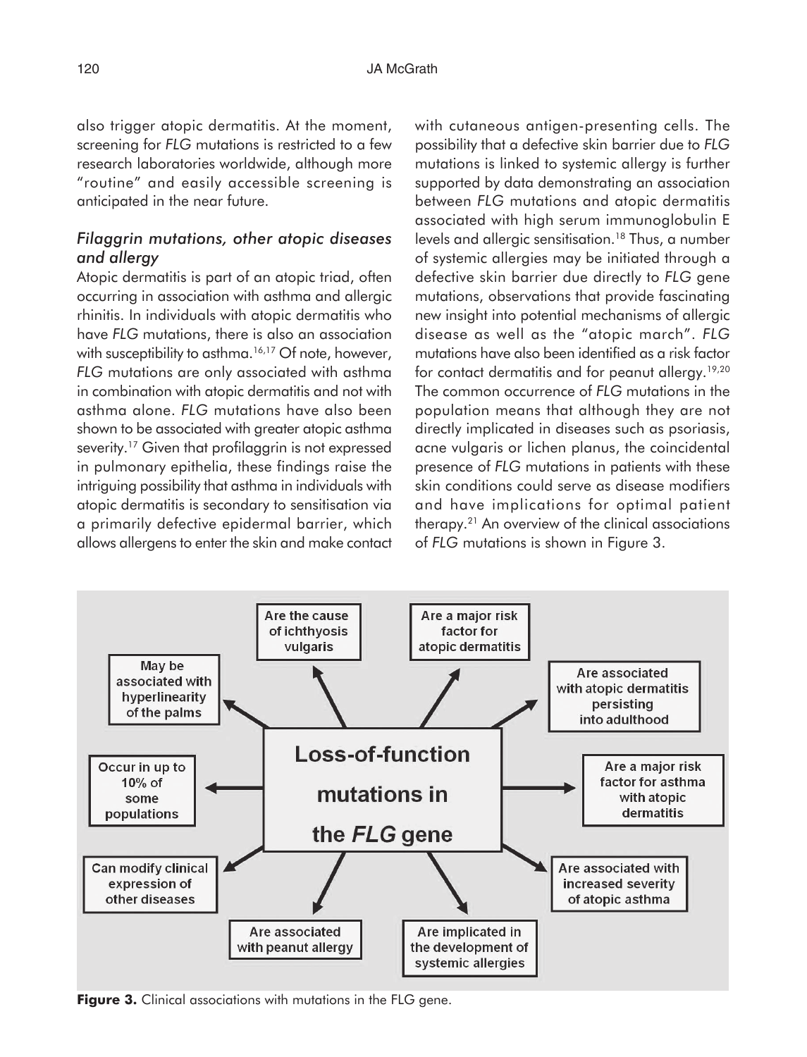also trigger atopic dermatitis. At the moment, screening for *FLG* mutations is restricted to a few research laboratories worldwide, although more "routine" and easily accessible screening is anticipated in the near future.

### *Filaggrin mutations, other atopic diseases and allergy*

Atopic dermatitis is part of an atopic triad, often occurring in association with asthma and allergic rhinitis. In individuals with atopic dermatitis who have *FLG* mutations, there is also an association with susceptibility to asthma.[16,17] Of note, however, *FLG* mutations are only associated with asthma in combination with atopic dermatitis and not with asthma alone. *FLG* mutations have also been shown to be associated with greater atopic asthma severity.[17] Given that profilaggrin is not expressed in pulmonary epithelia, these findings raise the intriguing possibility that asthma in individuals with atopic dermatitis is secondary to sensitisation via a primarily defective epidermal barrier, which allows allergens to enter the skin and make contact with cutaneous antigen-presenting cells. The possibility that a defective skin barrier due to *FLG* mutations is linked to systemic allergy is further supported by data demonstrating an association between *FLG* mutations and atopic dermatitis associated with high serum immunoglobulin E levels and allergic sensitisation.[18] Thus, a number of systemic allergies may be initiated through a defective skin barrier due directly to *FLG* gene mutations, observations that provide fascinating new insight into potential mechanisms of allergic disease as well as the "atopic march". *FLG* mutations have also been identified as a risk factor for contact dermatitis and for peanut allergy.[19,20] The common occurrence of *FLG* mutations in the population means that although they are not directly implicated in diseases such as psoriasis, acne vulgaris or lichen planus, the coincidental presence of *FLG* mutations in patients with these skin conditions could serve as disease modifiers and have implications for optimal patient therapy.[21] An overview of the clinical associations of *FLG* mutations is shown in Figure 3.

**Loss-of-function mutations in the *FLG* gene**

- Are the cause of ichthyosis vulgaris
- Are a major risk factor for atopic dermatitis
- Are associated with atopic dermatitis persisting into adulthood
- Are a major risk factor for asthma with atopic dermatitis
- Are associated with increased severity of atopic asthma
- Are implicated in the development of systemic allergies
- Are associated with peanut allergy
- Can modify clinical expression of other diseases
- Occur in up to 10% of some populations
- May be associated with hyperlinearity of the palms

**Figure 3.** Clinical associations with mutations in the FLG gene.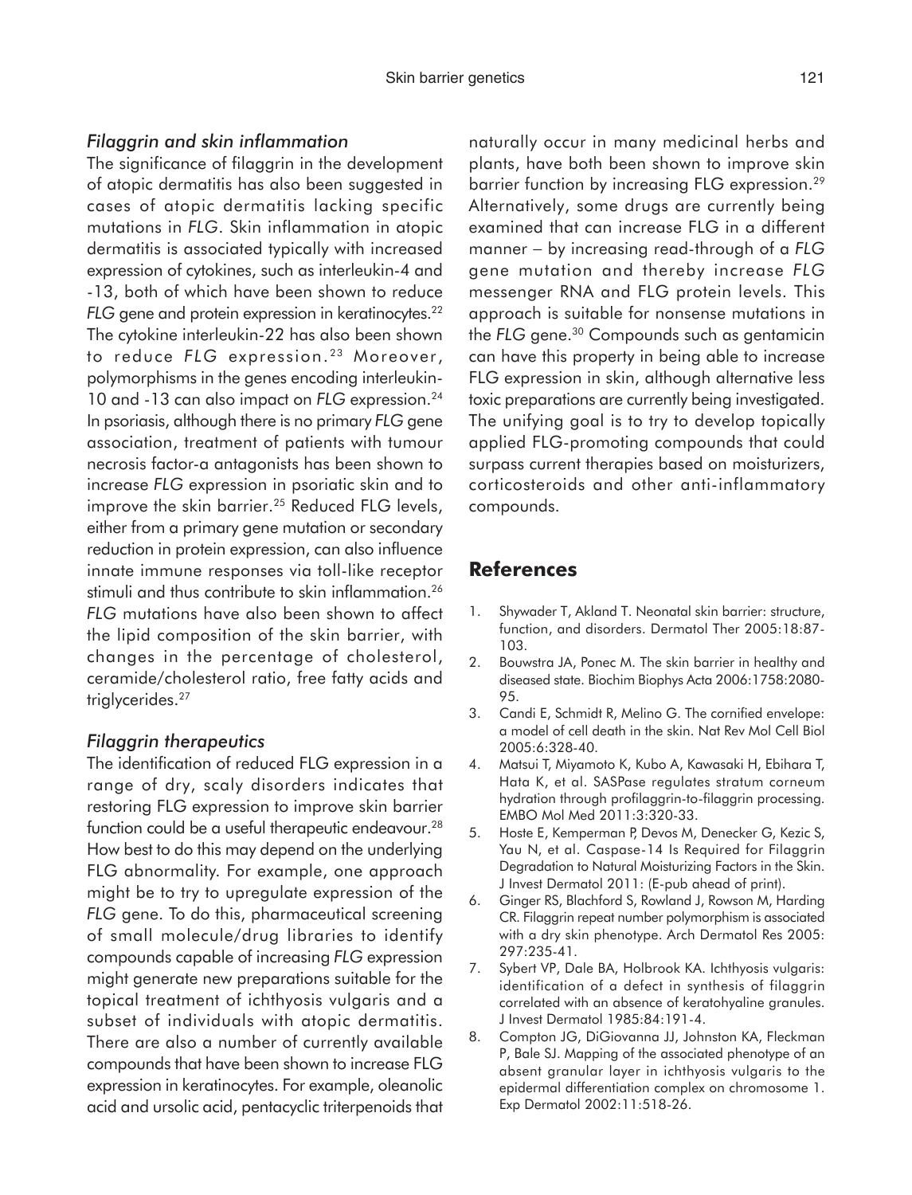### *Filaggrin and skin inflammation*

The significance of filaggrin in the development of atopic dermatitis has also been suggested in cases of atopic dermatitis lacking specific mutations in *FLG*. Skin inflammation in atopic dermatitis is associated typically with increased expression of cytokines, such as interleukin-4 and -13, both of which have been shown to reduce *FLG* gene and protein expression in keratinocytes.[22] The cytokine interleukin-22 has also been shown to reduce *FLG* expression.[23] Moreover, polymorphisms in the genes encoding interleukin-10 and -13 can also impact on *FLG* expression.[24] In psoriasis, although there is no primary *FLG* gene association, treatment of patients with tumour necrosis factor-a antagonists has been shown to increase *FLG* expression in psoriatic skin and to improve the skin barrier.[25] Reduced FLG levels, either from a primary gene mutation or secondary reduction in protein expression, can also influence innate immune responses via toll-like receptor stimuli and thus contribute to skin inflammation.[26] *FLG* mutations have also been shown to affect the lipid composition of the skin barrier, with changes in the percentage of cholesterol, ceramide/cholesterol ratio, free fatty acids and triglycerides.[27]

### *Filaggrin therapeutics*

The identification of reduced FLG expression in a range of dry, scaly disorders indicates that restoring FLG expression to improve skin barrier function could be a useful therapeutic endeavour.[28] How best to do this may depend on the underlying FLG abnormality. For example, one approach might be to try to upregulate expression of the *FLG* gene. To do this, pharmaceutical screening of small molecule/drug libraries to identify compounds capable of increasing *FLG* expression might generate new preparations suitable for the topical treatment of ichthyosis vulgaris and a subset of individuals with atopic dermatitis. There are also a number of currently available compounds that have been shown to increase FLG expression in keratinocytes. For example, oleanolic acid and ursolic acid, pentacyclic triterpenoids that naturally occur in many medicinal herbs and plants, have both been shown to improve skin barrier function by increasing FLG expression.[29] Alternatively, some drugs are currently being examined that can increase FLG in a different manner – by increasing read-through of a *FLG* gene mutation and thereby increase *FLG* messenger RNA and FLG protein levels. This approach is suitable for nonsense mutations in the *FLG* gene.[30] Compounds such as gentamicin can have this property in being able to increase FLG expression in skin, although alternative less toxic preparations are currently being investigated. The unifying goal is to try to develop topically applied FLG-promoting compounds that could surpass current therapies based on moisturizers, corticosteroids and other anti-inflammatory compounds.

## References

1. Shywader T, Akland T. Neonatal skin barrier: structure, function, and disorders. Dermatol Ther 2005:18:87-103.
2. Bouwstra JA, Ponec M. The skin barrier in healthy and diseased state. Biochim Biophys Acta 2006:1758:2080-95.
3. Candi E, Schmidt R, Melino G. The cornified envelope: a model of cell death in the skin. Nat Rev Mol Cell Biol 2005:6:328-40.
4. Matsui T, Miyamoto K, Kubo A, Kawasaki H, Ebihara T, Hata K, et al. SASPase regulates stratum corneum hydration through profilaggrin-to-filaggrin processing. EMBO Mol Med 2011:3:320-33.
5. Hoste E, Kemperman P, Devos M, Denecker G, Kezic S, Yau N, et al. Caspase-14 Is Required for Filaggrin Degradation to Natural Moisturizing Factors in the Skin. J Invest Dermatol 2011: (E-pub ahead of print).
6. Ginger RS, Blachford S, Rowland J, Rowson M, Harding CR. Filaggrin repeat number polymorphism is associated with a dry skin phenotype. Arch Dermatol Res 2005: 297:235-41.
7. Sybert VP, Dale BA, Holbrook KA. Ichthyosis vulgaris: identification of a defect in synthesis of filaggrin correlated with an absence of keratohyaline granules. J Invest Dermatol 1985:84:191-4.
8. Compton JG, DiGiovanna JJ, Johnston KA, Fleckman P, Bale SJ. Mapping of the associated phenotype of an absent granular layer in ichthyosis vulgaris to the epidermal differentiation complex on chromosome 1. Exp Dermatol 2002:11:518-26.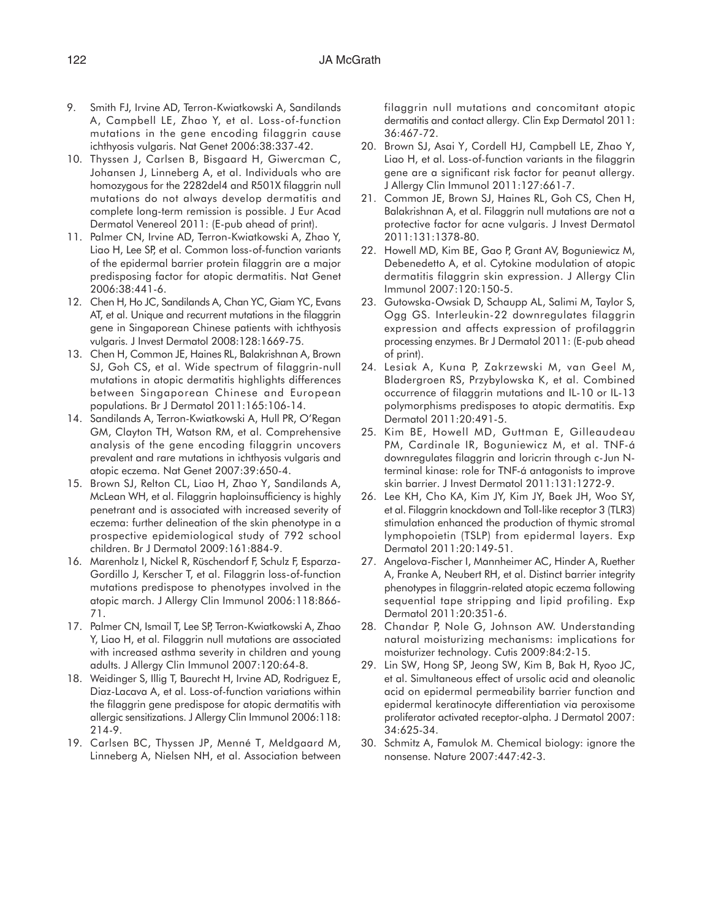9. Smith FJ, Irvine AD, Terron-Kwiatkowski A, Sandilands A, Campbell LE, Zhao Y, et al. Loss-of-function mutations in the gene encoding filaggrin cause ichthyosis vulgaris. Nat Genet 2006:38:337-42.
10. Thyssen J, Carlsen B, Bisgaard H, Giwercman C, Johansen J, Linneberg A, et al. Individuals who are homozygous for the 2282del4 and R501X filaggrin null mutations do not always develop dermatitis and complete long-term remission is possible. J Eur Acad Dermatol Venereol 2011: (E-pub ahead of print).
11. Palmer CN, Irvine AD, Terron-Kwiatkowski A, Zhao Y, Liao H, Lee SP, et al. Common loss-of-function variants of the epidermal barrier protein filaggrin are a major predisposing factor for atopic dermatitis. Nat Genet 2006:38:441-6.
12. Chen H, Ho JC, Sandilands A, Chan YC, Giam YC, Evans AT, et al. Unique and recurrent mutations in the filaggrin gene in Singaporean Chinese patients with ichthyosis vulgaris. J Invest Dermatol 2008:128:1669-75.
13. Chen H, Common JE, Haines RL, Balakrishnan A, Brown SJ, Goh CS, et al. Wide spectrum of filaggrin-null mutations in atopic dermatitis highlights differences between Singaporean Chinese and European populations. Br J Dermatol 2011:165:106-14.
14. Sandilands A, Terron-Kwiatkowski A, Hull PR, O'Regan GM, Clayton TH, Watson RM, et al. Comprehensive analysis of the gene encoding filaggrin uncovers prevalent and rare mutations in ichthyosis vulgaris and atopic eczema. Nat Genet 2007:39:650-4.
15. Brown SJ, Relton CL, Liao H, Zhao Y, Sandilands A, McLean WH, et al. Filaggrin haploinsufficiency is highly penetrant and is associated with increased severity of eczema: further delineation of the skin phenotype in a prospective epidemiological study of 792 school children. Br J Dermatol 2009:161:884-9.
16. Marenholz I, Nickel R, Rüschendorf F, Schulz F, Esparza-Gordillo J, Kerscher T, et al. Filaggrin loss-of-function mutations predispose to phenotypes involved in the atopic march. J Allergy Clin Immunol 2006:118:866-71.
17. Palmer CN, Ismail T, Lee SP, Terron-Kwiatkowski A, Zhao Y, Liao H, et al. Filaggrin null mutations are associated with increased asthma severity in children and young adults. J Allergy Clin Immunol 2007:120:64-8.
18. Weidinger S, Illig T, Baurecht H, Irvine AD, Rodriguez E, Diaz-Lacava A, et al. Loss-of-function variations within the filaggrin gene predispose for atopic dermatitis with allergic sensitizations. J Allergy Clin Immunol 2006:118: 214-9.
19. Carlsen BC, Thyssen JP, Menné T, Meldgaard M, Linneberg A, Nielsen NH, et al. Association between filaggrin null mutations and concomitant atopic dermatitis and contact allergy. Clin Exp Dermatol 2011: 36:467-72.
20. Brown SJ, Asai Y, Cordell HJ, Campbell LE, Zhao Y, Liao H, et al. Loss-of-function variants in the filaggrin gene are a significant risk factor for peanut allergy. J Allergy Clin Immunol 2011:127:661-7.
21. Common JE, Brown SJ, Haines RL, Goh CS, Chen H, Balakrishnan A, et al. Filaggrin null mutations are not a protective factor for acne vulgaris. J Invest Dermatol 2011:131:1378-80.
22. Howell MD, Kim BE, Gao P, Grant AV, Boguniewicz M, Debenedetto A, et al. Cytokine modulation of atopic dermatitis filaggrin skin expression. J Allergy Clin Immunol 2007:120:150-5.
23. Gutowska-Owsiak D, Schaupp AL, Salimi M, Taylor S, Ogg GS. Interleukin-22 downregulates filaggrin expression and affects expression of profilaggrin processing enzymes. Br J Dermatol 2011: (E-pub ahead of print).
24. Lesiak A, Kuna P, Zakrzewski M, van Geel M, Bladergroen RS, Przybylowska K, et al. Combined occurrence of filaggrin mutations and IL-10 or IL-13 polymorphisms predisposes to atopic dermatitis. Exp Dermatol 2011:20:491-5.
25. Kim BE, Howell MD, Guttman E, Gilleaudeau PM, Cardinale IR, Boguniewicz M, et al. TNF-á downregulates filaggrin and loricrin through c-Jun N-terminal kinase: role for TNF-á antagonists to improve skin barrier. J Invest Dermatol 2011:131:1272-9.
26. Lee KH, Cho KA, Kim JY, Kim JY, Baek JH, Woo SY, et al. Filaggrin knockdown and Toll-like receptor 3 (TLR3) stimulation enhanced the production of thymic stromal lymphopoietin (TSLP) from epidermal layers. Exp Dermatol 2011:20:149-51.
27. Angelova-Fischer I, Mannheimer AC, Hinder A, Ruether A, Franke A, Neubert RH, et al. Distinct barrier integrity phenotypes in filaggrin-related atopic eczema following sequential tape stripping and lipid profiling. Exp Dermatol 2011:20:351-6.
28. Chandar P, Nole G, Johnson AW. Understanding natural moisturizing mechanisms: implications for moisturizer technology. Cutis 2009:84:2-15.
29. Lin SW, Hong SP, Jeong SW, Kim B, Bak H, Ryoo JC, et al. Simultaneous effect of ursolic acid and oleanolic acid on epidermal permeability barrier function and epidermal keratinocyte differentiation via peroxisome proliferator activated receptor-alpha. J Dermatol 2007: 34:625-34.
30. Schmitz A, Famulok M. Chemical biology: ignore the nonsense. Nature 2007:447:42-3.